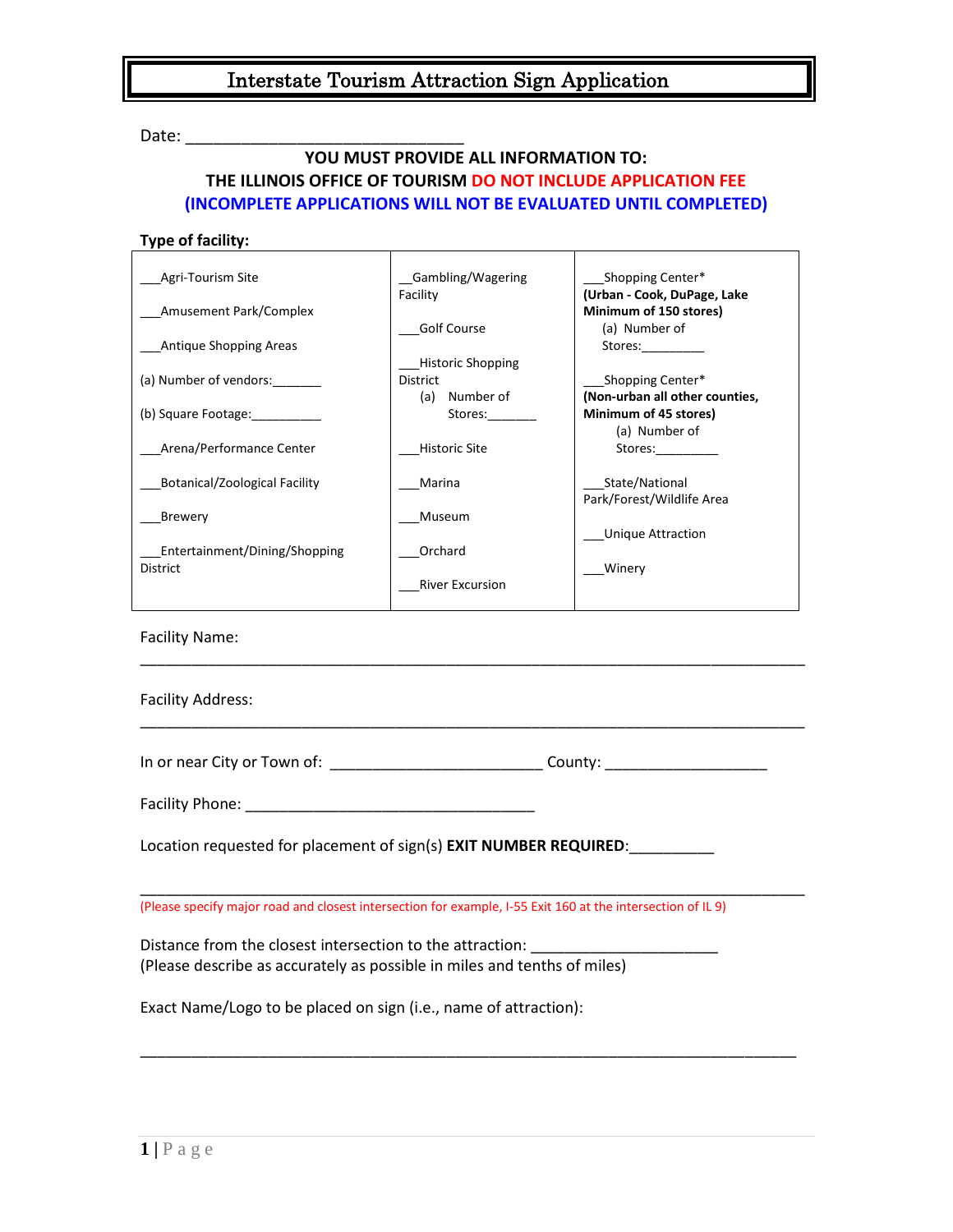# Interstate Tourism Attraction Sign Application

Date: ______________________________

**YOU MUST PROVIDE ALL INFORMATION TO:**
**THE ILLINOIS OFFICE OF TOURISM DO NOT INCLUDE APPLICATION FEE**
**(INCOMPLETE APPLICATIONS WILL NOT BE EVALUATED UNTIL COMPLETED)**

**Type of facility:**

| | | |
|---|---|---|
| ___Agri-Tourism Site<br><br>___Amusement Park/Complex<br><br>___Antique Shopping Areas<br><br>(a) Number of vendors:_______<br><br>(b) Square Footage:__________<br><br>___Arena/Performance Center<br><br>___Botanical/Zoological Facility<br><br>___Brewery<br><br>___Entertainment/Dining/Shopping District | __Gambling/Wagering Facility<br><br>___Golf Course<br><br>___Historic Shopping District<br>(a) Number of Stores:_______<br><br>___Historic Site<br><br>___Marina<br><br>___Museum<br><br>___Orchard<br><br>___River Excursion | ___Shopping Center*<br>**(Urban - Cook, DuPage, Lake Minimum of 150 stores)**<br>(a) Number of Stores:_________<br><br>___Shopping Center*<br>**(Non-urban all other counties, Minimum of 45 stores)**<br>(a) Number of Stores:_________<br><br>___State/National Park/Forest/Wildlife Area<br><br>___Unique Attraction<br><br>___Winery |

Facility Name:
___________________________________________________________________________

Facility Address:
___________________________________________________________________________

In or near City or Town of: ________________________ County: __________________

Facility Phone: _________________________________

Location requested for placement of sign(s) **EXIT NUMBER REQUIRED**:__________

___________________________________________________________________________
(Please specify major road and closest intersection for example, I-55 Exit 160 at the intersection of IL 9)

Distance from the closest intersection to the attraction: ____________________
(Please describe as accurately as possible in miles and tenths of miles)

Exact Name/Logo to be placed on sign (i.e., name of attraction):

___________________________________________________________________________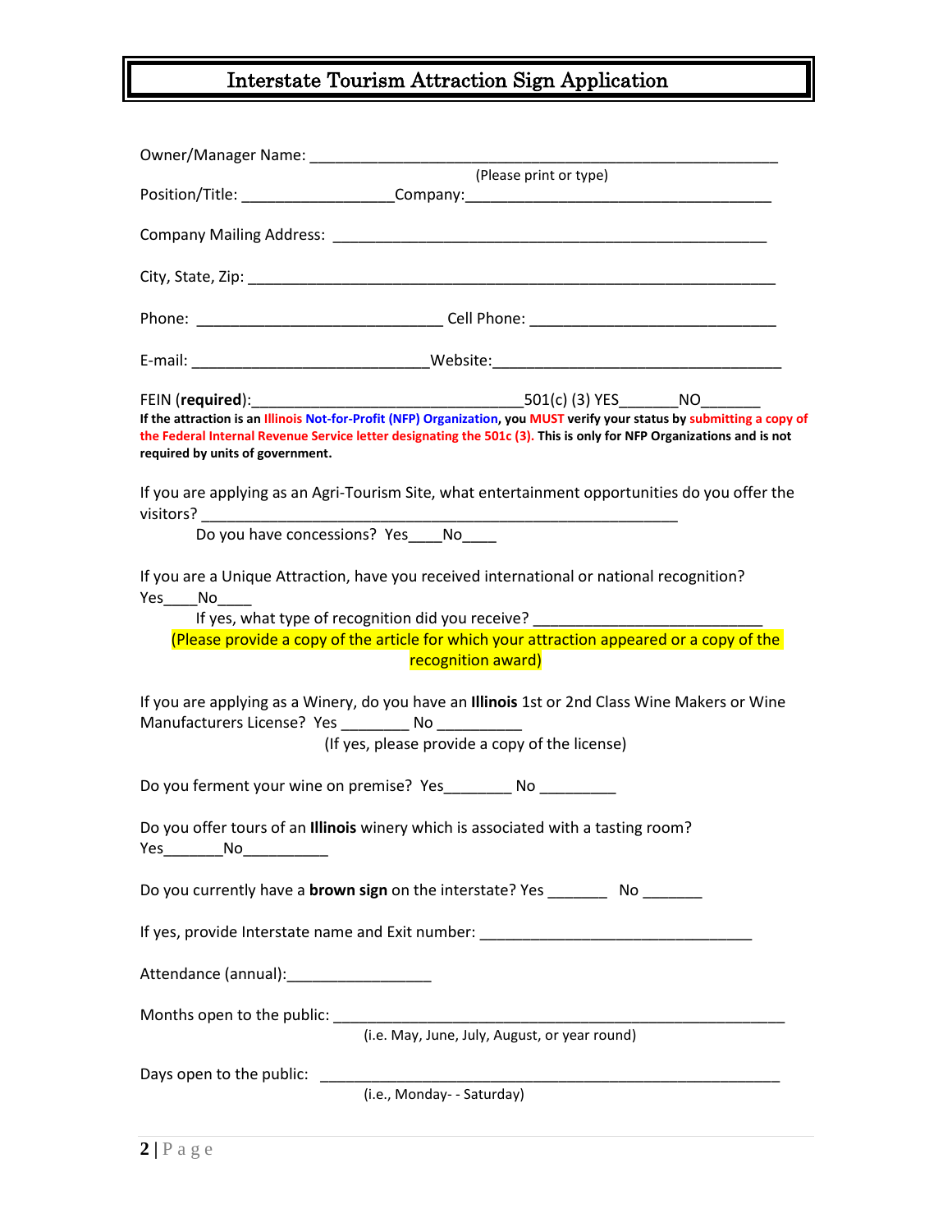# Interstate Tourism Attraction Sign Application

Owner/Manager Name: ___________________________________________________________

(Please print or type)

Position/Title: __________________Company:_____________________________________

Company Mailing Address: _______________________________________________________

City, State, Zip: _________________________________________________________________

Phone: ______________________________ Cell Phone: ______________________________

E-mail: ____________________________Website:____________________________________

FEIN (**required**):_________________________________501(c) (3) YES_______NO_______

**If the attraction is an Illinois Not-for-Profit (NFP) Organization, you MUST verify your status by submitting a copy of the Federal Internal Revenue Service letter designating the 501c (3). This is only for NFP Organizations and is not required by units of government.**

If you are applying as an Agri-Tourism Site, what entertainment opportunities do you offer the visitors? __________________________________________________________

Do you have concessions? Yes____No____

If you are a Unique Attraction, have you received international or national recognition? Yes____No____

If yes, what type of recognition did you receive? ___________________________

(Please provide a copy of the article for which your attraction appeared or a copy of the recognition award)

If you are applying as a Winery, do you have an **Illinois** 1st or 2nd Class Wine Makers or Wine Manufacturers License? Yes ________ No __________

(If yes, please provide a copy of the license)

Do you ferment your wine on premise? Yes________ No _________

Do you offer tours of an **Illinois** winery which is associated with a tasting room? Yes_______No__________

Do you currently have a **brown sign** on the interstate? Yes _______ No _______

If yes, provide Interstate name and Exit number: ________________________________

Attendance (annual):_________________

Months open to the public: ______________________________________________________

(i.e. May, June, July, August, or year round)

Days open to the public: _________________________________________________________

(i.e., Monday- - Saturday)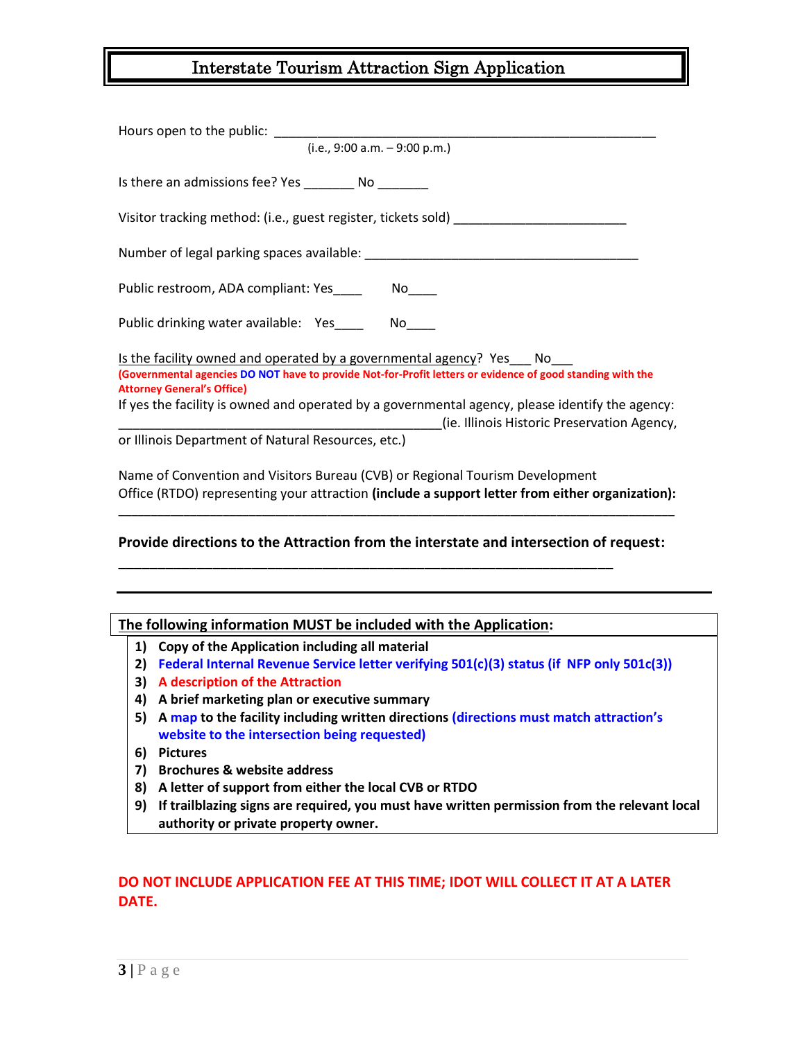# Interstate Tourism Attraction Sign Application

Hours open to the public: ________________________________________________________
(i.e., 9:00 a.m. – 9:00 p.m.)

Is there an admissions fee? Yes _______ No _______

Visitor tracking method: (i.e., guest register, tickets sold) ________________________

Number of legal parking spaces available: ______________________________________

Public restroom, ADA compliant: Yes____ No____

Public drinking water available: Yes____ No____

Is the facility owned and operated by a governmental agency? Yes___ No___
**(Governmental agencies DO NOT have to provide Not-for-Profit letters or evidence of good standing with the Attorney General's Office)**
If yes the facility is owned and operated by a governmental agency, please identify the agency: ______________________________________________(ie. Illinois Historic Preservation Agency, or Illinois Department of Natural Resources, etc.)

Name of Convention and Visitors Bureau (CVB) or Regional Tourism Development Office (RTDO) representing your attraction **(include a support letter from either organization):**
________________________________________________________________________________

**Provide directions to the Attraction from the interstate and intersection of request:**
**______________________________________________________________________**

**________________________________________________________________________________**

**The following information MUST be included with the Application:**

1) **Copy of the Application including all material**
2) **Federal Internal Revenue Service letter verifying 501(c)(3) status (if NFP only 501c(3))**
3) **A description of the Attraction**
4) **A brief marketing plan or executive summary**
5) **A map to the facility including written directions (directions must match attraction's website to the intersection being requested)**
6) **Pictures**
7) **Brochures & website address**
8) **A letter of support from either the local CVB or RTDO**
9) **If trailblazing signs are required, you must have written permission from the relevant local authority or private property owner.**

**DO NOT INCLUDE APPLICATION FEE AT THIS TIME; IDOT WILL COLLECT IT AT A LATER DATE.**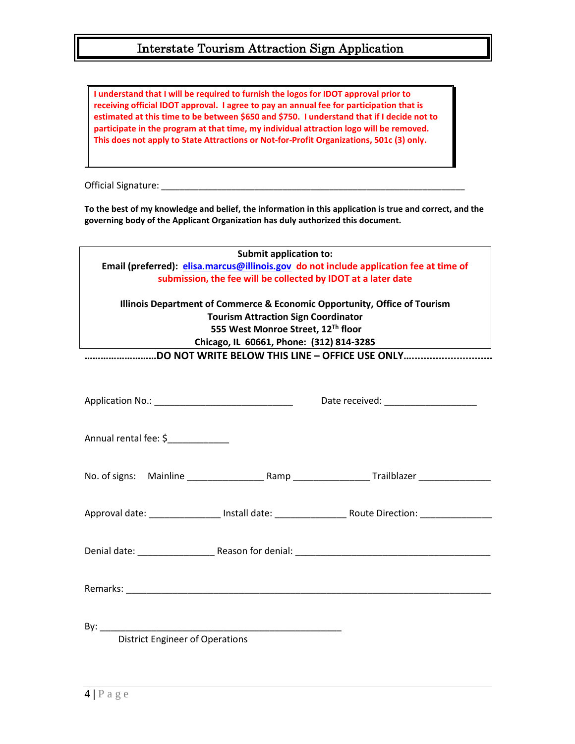# Interstate Tourism Attraction Sign Application

**I understand that I will be required to furnish the logos for IDOT approval prior to receiving official IDOT approval. I agree to pay an annual fee for participation that is estimated at this time to be between $650 and $750. I understand that if I decide not to participate in the program at that time, my individual attraction logo will be removed. This does not apply to State Attractions or Not-for-Profit Organizations, 501c (3) only.**

Official Signature: ______________________________________________________________

**To the best of my knowledge and belief, the information in this application is true and correct, and the governing body of the Applicant Organization has duly authorized this document.**

**Submit application to:**
**Email (preferred): elisa.marcus@illinois.gov do not include application fee at time of submission, the fee will be collected by IDOT at a later date**

**Illinois Department of Commerce & Economic Opportunity, Office of Tourism**
**Tourism Attraction Sign Coordinator**
**555 West Monroe Street, 12Th floor**
**Chicago, IL 60661, Phone: (312) 814-3285**

**……………………DO NOT WRITE BELOW THIS LINE – OFFICE USE ONLY……………………….**

Application No.: ___________________________ Date received: __________________

Annual rental fee: $____________

No. of signs: Mainline _______________ Ramp _______________ Trailblazer ______________

Approval date: ______________ Install date: ______________ Route Direction: ______________

Denial date: _______________ Reason for denial: _______________________________________

Remarks: ___________________________________________________________________________

By: _______________________________________________
District Engineer of Operations